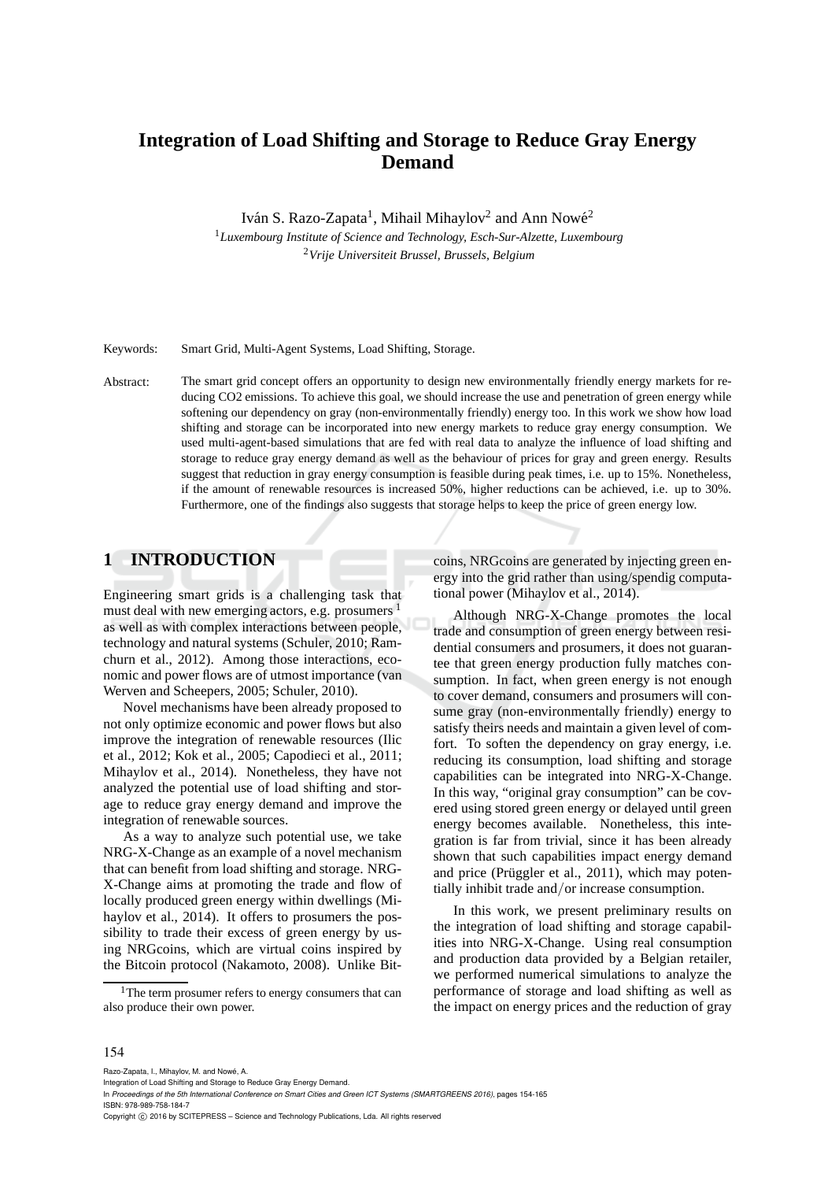# Integration of Load Shifting and Storage to Reduce Gray Energy Demand

Iván S. Razo-Zapata[1], Mihail Mihaylov[2] and Ann Nowé[2]

[1]*Luxembourg Institute of Science and Technology, Esch-Sur-Alzette, Luxembourg*
[2]*Vrije Universiteit Brussel, Brussels, Belgium*

Keywords: Smart Grid, Multi-Agent Systems, Load Shifting, Storage.

Abstract: The smart grid concept offers an opportunity to design new environmentally friendly energy markets for reducing CO2 emissions. To achieve this goal, we should increase the use and penetration of green energy while softening our dependency on gray (non-environmentally friendly) energy too. In this work we show how load shifting and storage can be incorporated into new energy markets to reduce gray energy consumption. We used multi-agent-based simulations that are fed with real data to analyze the influence of load shifting and storage to reduce gray energy demand as well as the behaviour of prices for gray and green energy. Results suggest that reduction in gray energy consumption is feasible during peak times, i.e. up to 15%. Nonetheless, if the amount of renewable resources is increased 50%, higher reductions can be achieved, i.e. up to 30%. Furthermore, one of the findings also suggests that storage helps to keep the price of green energy low.

## 1 INTRODUCTION

Engineering smart grids is a challenging task that must deal with new emerging actors, e.g. prosumers [1] as well as with complex interactions between people, technology and natural systems (Schuler, 2010; Ramchurn et al., 2012). Among those interactions, economic and power flows are of utmost importance (van Werven and Scheepers, 2005; Schuler, 2010).

Novel mechanisms have been already proposed to not only optimize economic and power flows but also improve the integration of renewable resources (Ilic et al., 2012; Kok et al., 2005; Capodieci et al., 2011; Mihaylov et al., 2014). Nonetheless, they have not analyzed the potential use of load shifting and storage to reduce gray energy demand and improve the integration of renewable sources.

As a way to analyze such potential use, we take NRG-X-Change as an example of a novel mechanism that can benefit from load shifting and storage. NRG-X-Change aims at promoting the trade and flow of locally produced green energy within dwellings (Mihaylov et al., 2014). It offers to prosumers the possibility to trade their excess of green energy by using NRGcoins, which are virtual coins inspired by the Bitcoin protocol (Nakamoto, 2008). Unlike Bitcoins, NRGcoins are generated by injecting green energy into the grid rather than using/spendig computational power (Mihaylov et al., 2014).

Although NRG-X-Change promotes the local trade and consumption of green energy between residential consumers and prosumers, it does not guarantee that green energy production fully matches consumption. In fact, when green energy is not enough to cover demand, consumers and prosumers will consume gray (non-environmentally friendly) energy to satisfy theirs needs and maintain a given level of comfort. To soften the dependency on gray energy, i.e. reducing its consumption, load shifting and storage capabilities can be integrated into NRG-X-Change. In this way, "original gray consumption" can be covered using stored green energy or delayed until green energy becomes available. Nonetheless, this integration is far from trivial, since it has been already shown that such capabilities impact energy demand and price (Prüggler et al., 2011), which may potentially inhibit trade and/or increase consumption.

In this work, we present preliminary results on the integration of load shifting and storage capabilities into NRG-X-Change. Using real consumption and production data provided by a Belgian retailer, we performed numerical simulations to analyze the performance of storage and load shifting as well as the impact on energy prices and the reduction of gray

[1] The term prosumer refers to energy consumers that can also produce their own power.

Razo-Zapata, I., Mihaylov, M. and Nowé, A.
Integration of Load Shifting and Storage to Reduce Gray Energy Demand.
In *Proceedings of the 5th International Conference on Smart Cities and Green ICT Systems (SMARTGREENS 2016)*, pages 154-165
ISBN: 978-989-758-184-7
Copyright © 2016 by SCITEPRESS – Science and Technology Publications, Lda. All rights reserved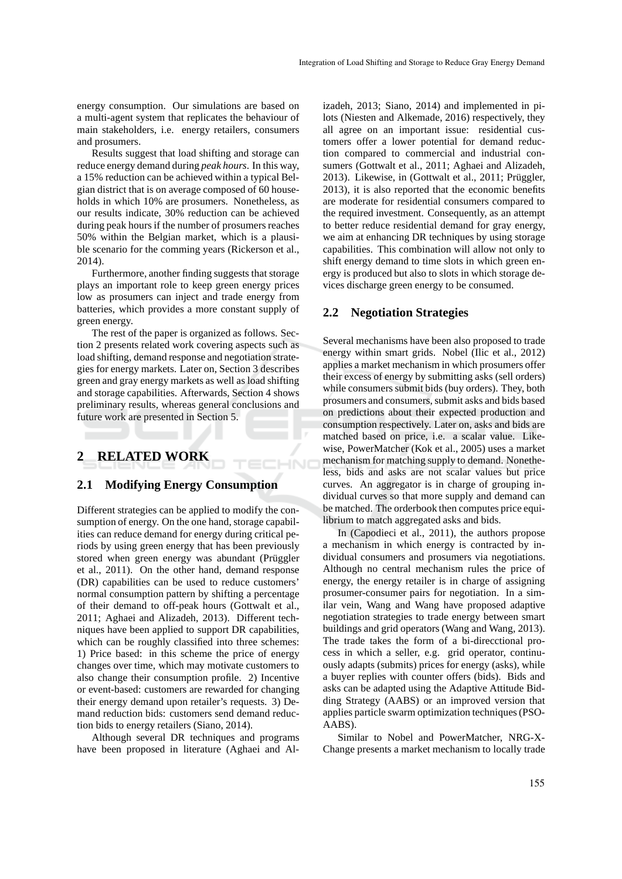energy consumption. Our simulations are based on a multi-agent system that replicates the behaviour of main stakeholders, i.e. energy retailers, consumers and prosumers.

Results suggest that load shifting and storage can reduce energy demand during *peak hours*. In this way, a 15% reduction can be achieved within a typical Belgian district that is on average composed of 60 households in which 10% are prosumers. Nonetheless, as our results indicate, 30% reduction can be achieved during peak hours if the number of prosumers reaches 50% within the Belgian market, which is a plausible scenario for the comming years (Rickerson et al., 2014).

Furthermore, another finding suggests that storage plays an important role to keep green energy prices low as prosumers can inject and trade energy from batteries, which provides a more constant supply of green energy.

The rest of the paper is organized as follows. Section 2 presents related work covering aspects such as load shifting, demand response and negotiation strategies for energy markets. Later on, Section 3 describes green and gray energy markets as well as load shifting and storage capabilities. Afterwards, Section 4 shows preliminary results, whereas general conclusions and future work are presented in Section 5.

# 2 RELATED WORK

## 2.1 Modifying Energy Consumption

Different strategies can be applied to modify the consumption of energy. On the one hand, storage capabilities can reduce demand for energy during critical periods by using green energy that has been previously stored when green energy was abundant (Prüggler et al., 2011). On the other hand, demand response (DR) capabilities can be used to reduce customers' normal consumption pattern by shifting a percentage of their demand to off-peak hours (Gottwalt et al., 2011; Aghaei and Alizadeh, 2013). Different techniques have been applied to support DR capabilities, which can be roughly classified into three schemes: 1) Price based: in this scheme the price of energy changes over time, which may motivate customers to also change their consumption profile. 2) Incentive or event-based: customers are rewarded for changing their energy demand upon retailer's requests. 3) Demand reduction bids: customers send demand reduction bids to energy retailers (Siano, 2014).

Although several DR techniques and programs have been proposed in literature (Aghaei and Alizadeh, 2013; Siano, 2014) and implemented in pilots (Niesten and Alkemade, 2016) respectively, they all agree on an important issue: residential customers offer a lower potential for demand reduction compared to commercial and industrial consumers (Gottwalt et al., 2011; Aghaei and Alizadeh, 2013). Likewise, in (Gottwalt et al., 2011; Prüggler, 2013), it is also reported that the economic benefits are moderate for residential consumers compared to the required investment. Consequently, as an attempt to better reduce residential demand for gray energy, we aim at enhancing DR techniques by using storage capabilities. This combination will allow not only to shift energy demand to time slots in which green energy is produced but also to slots in which storage devices discharge green energy to be consumed.

## 2.2 Negotiation Strategies

Several mechanisms have been also proposed to trade energy within smart grids. Nobel (Ilic et al., 2012) applies a market mechanism in which prosumers offer their excess of energy by submitting asks (sell orders) while consumers submit bids (buy orders). They, both prosumers and consumers, submit asks and bids based on predictions about their expected production and consumption respectively. Later on, asks and bids are matched based on price, i.e. a scalar value. Likewise, PowerMatcher (Kok et al., 2005) uses a market mechanism for matching supply to demand. Nonetheless, bids and asks are not scalar values but price curves. An aggregator is in charge of grouping individual curves so that more supply and demand can be matched. The orderbook then computes price equilibrium to match aggregated asks and bids.

In (Capodieci et al., 2011), the authors propose a mechanism in which energy is contracted by individual consumers and prosumers via negotiations. Although no central mechanism rules the price of energy, the energy retailer is in charge of assigning prosumer-consumer pairs for negotiation. In a similar vein, Wang and Wang have proposed adaptive negotiation strategies to trade energy between smart buildings and grid operators (Wang and Wang, 2013). The trade takes the form of a bi-direcctional process in which a seller, e.g. grid operator, continuously adapts (submits) prices for energy (asks), while a buyer replies with counter offers (bids). Bids and asks can be adapted using the Adaptive Attitude Bidding Strategy (AABS) or an improved version that applies particle swarm optimization techniques (PSO-AABS).

Similar to Nobel and PowerMatcher, NRG-X-Change presents a market mechanism to locally trade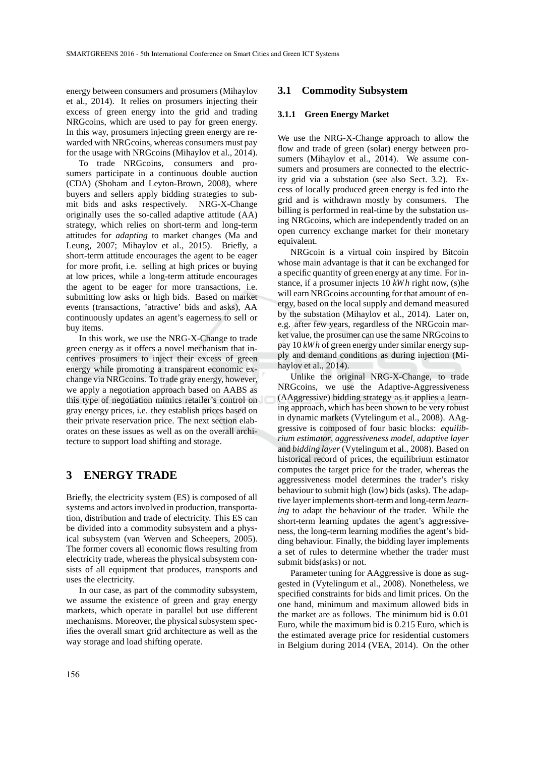energy between consumers and prosumers (Mihaylov et al., 2014). It relies on prosumers injecting their excess of green energy into the grid and trading NRGcoins, which are used to pay for green energy. In this way, prosumers injecting green energy are rewarded with NRGcoins, whereas consumers must pay for the usage with NRGcoins (Mihaylov et al., 2014).

To trade NRGcoins, consumers and prosumers participate in a continuous double auction (CDA) (Shoham and Leyton-Brown, 2008), where buyers and sellers apply bidding strategies to submit bids and asks respectively. NRG-X-Change originally uses the so-called adaptive attitude (AA) strategy, which relies on short-term and long-term attitudes for *adapting* to market changes (Ma and Leung, 2007; Mihaylov et al., 2015). Briefly, a short-term attitude encourages the agent to be eager for more profit, i.e. selling at high prices or buying at low prices, while a long-term attitude encourages the agent to be eager for more transactions, i.e. submitting low asks or high bids. Based on market events (transactions, 'atractive' bids and asks), AA continuously updates an agent's eagerness to sell or buy items.

In this work, we use the NRG-X-Change to trade green energy as it offers a novel mechanism that incentives prosumers to inject their excess of green energy while promoting a transparent economic exchange via NRGcoins. To trade gray energy, however, we apply a negotiation approach based on AABS as this type of negotiation mimics retailer's control on gray energy prices, i.e. they establish prices based on their private reservation price. The next section elaborates on these issues as well as on the overall architecture to support load shifting and storage.

# 3 ENERGY TRADE

Briefly, the electricity system (ES) is composed of all systems and actors involved in production, transportation, distribution and trade of electricity. This ES can be divided into a commodity subsystem and a physical subsystem (van Werven and Scheepers, 2005). The former covers all economic flows resulting from electricity trade, whereas the physical subsystem consists of all equipment that produces, transports and uses the electricity.

In our case, as part of the commodity subsystem, we assume the existence of green and gray energy markets, which operate in parallel but use different mechanisms. Moreover, the physical subsystem specifies the overall smart grid architecture as well as the way storage and load shifting operate.

## 3.1 Commodity Subsystem

### 3.1.1 Green Energy Market

We use the NRG-X-Change approach to allow the flow and trade of green (solar) energy between prosumers (Mihaylov et al., 2014). We assume consumers and prosumers are connected to the electricity grid via a substation (see also Sect. 3.2). Excess of locally produced green energy is fed into the grid and is withdrawn mostly by consumers. The billing is performed in real-time by the substation using NRGcoins, which are independently traded on an open currency exchange market for their monetary equivalent.

NRGcoin is a virtual coin inspired by Bitcoin whose main advantage is that it can be exchanged for a specific quantity of green energy at any time. For instance, if a prosumer injects 10 $kWh$ right now, (s)he will earn NRGcoins accounting for that amount of energy, based on the local supply and demand measured by the substation (Mihaylov et al., 2014). Later on, e.g. after few years, regardless of the NRGcoin market value, the prosumer can use the same NRGcoins to pay 10 $kWh$ of green energy under similar energy supply and demand conditions as during injection (Mihaylov et al., 2014).

Unlike the original NRG-X-Change, to trade NRGcoins, we use the Adaptive-Aggressiveness (AAggressive) bidding strategy as it applies a learning approach, which has been shown to be very robust in dynamic markets (Vytelingum et al., 2008). AAggressive is composed of four basic blocks: *equilibrium estimator*, *aggressiveness model*, *adaptive layer* and *bidding layer* (Vytelingum et al., 2008). Based on historical record of prices, the equilibrium estimator computes the target price for the trader, whereas the aggressiveness model determines the trader's risky behaviour to submit high (low) bids (asks). The adaptive layer implements short-term and long-term *learning* to adapt the behaviour of the trader. While the short-term learning updates the agent's aggressiveness, the long-term learning modifies the agent's bidding behaviour. Finally, the bidding layer implements a set of rules to determine whether the trader must submit bids(asks) or not.

Parameter tuning for AAggressive is done as suggested in (Vytelingum et al., 2008). Nonetheless, we specified constraints for bids and limit prices. On the one hand, minimum and maximum allowed bids in the market are as follows. The minimum bid is 0.01 Euro, while the maximum bid is 0.215 Euro, which is the estimated average price for residential customers in Belgium during 2014 (VEA, 2014). On the other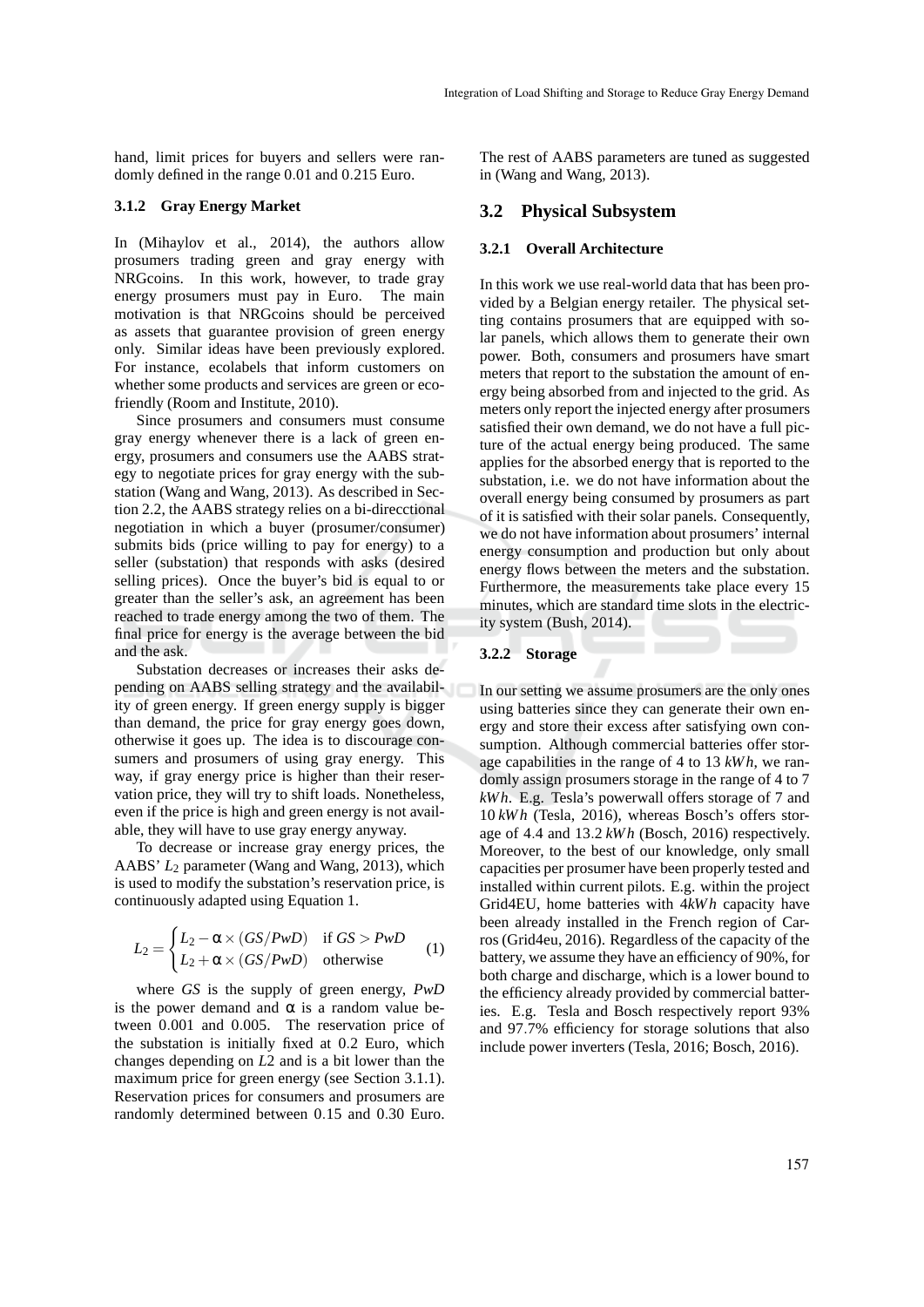hand, limit prices for buyers and sellers were randomly defined in the range 0.01 and 0.215 Euro.

### 3.1.2 Gray Energy Market

In (Mihaylov et al., 2014), the authors allow prosumers trading green and gray energy with NRGcoins. In this work, however, to trade gray energy prosumers must pay in Euro. The main motivation is that NRGcoins should be perceived as assets that guarantee provision of green energy only. Similar ideas have been previously explored. For instance, ecolabels that inform customers on whether some products and services are green or eco-friendly (Room and Institute, 2010).

Since prosumers and consumers must consume gray energy whenever there is a lack of green energy, prosumers and consumers use the AABS strategy to negotiate prices for gray energy with the substation (Wang and Wang, 2013). As described in Section 2.2, the AABS strategy relies on a bi-direcctional negotiation in which a buyer (prosumer/consumer) submits bids (price willing to pay for energy) to a seller (substation) that responds with asks (desired selling prices). Once the buyer's bid is equal to or greater than the seller's ask, an agreement has been reached to trade energy among the two of them. The final price for energy is the average between the bid and the ask.

Substation decreases or increases their asks depending on AABS selling strategy and the availability of green energy. If green energy supply is bigger than demand, the price for gray energy goes down, otherwise it goes up. The idea is to discourage consumers and prosumers of using gray energy. This way, if gray energy price is higher than their reservation price, they will try to shift loads. Nonetheless, even if the price is high and green energy is not available, they will have to use gray energy anyway.

To decrease or increase gray energy prices, the AABS' $L_2$ parameter (Wang and Wang, 2013), which is used to modify the substation's reservation price, is continuously adapted using Equation 1.

$$L_2 = \begin{cases} L_2 - \alpha \times (GS/PwD) & \text{if } GS > PwD \\ L_2 + \alpha \times (GS/PwD) & \text{otherwise} \end{cases} \quad (1)$$

where $GS$ is the supply of green energy, $PwD$ is the power demand and $\alpha$ is a random value between 0.001 and 0.005. The reservation price of the substation is initially fixed at 0.2 Euro, which changes depending on $L2$ and is a bit lower than the maximum price for green energy (see Section 3.1.1). Reservation prices for consumers and prosumers are randomly determined between 0.15 and 0.30 Euro. The rest of AABS parameters are tuned as suggested in (Wang and Wang, 2013).

## 3.2 Physical Subsystem

### 3.2.1 Overall Architecture

In this work we use real-world data that has been provided by a Belgian energy retailer. The physical setting contains prosumers that are equipped with solar panels, which allows them to generate their own power. Both, consumers and prosumers have smart meters that report to the substation the amount of energy being absorbed from and injected to the grid. As meters only report the injected energy after prosumers satisfied their own demand, we do not have a full picture of the actual energy being produced. The same applies for the absorbed energy that is reported to the substation, i.e. we do not have information about the overall energy being consumed by prosumers as part of it is satisfied with their solar panels. Consequently, we do not have information about prosumers' internal energy consumption and production but only about energy flows between the meters and the substation. Furthermore, the measurements take place every 15 minutes, which are standard time slots in the electricity system (Bush, 2014).

### 3.2.2 Storage

In our setting we assume prosumers are the only ones using batteries since they can generate their own energy and store their excess after satisfying own consumption. Although commercial batteries offer storage capabilities in the range of 4 to 13 $kWh$, we randomly assign prosumers storage in the range of 4 to 7 $kWh$. E.g. Tesla's powerwall offers storage of 7 and 10 $kWh$ (Tesla, 2016), whereas Bosch's offers storage of 4.4 and 13.2 $kWh$ (Bosch, 2016) respectively. Moreover, to the best of our knowledge, only small capacities per prosumer have been properly tested and installed within current pilots. E.g. within the project Grid4EU, home batteries with $4kWh$ capacity have been already installed in the French region of Carros (Grid4eu, 2016). Regardless of the capacity of the battery, we assume they have an efficiency of 90%, for both charge and discharge, which is a lower bound to the efficiency already provided by commercial batteries. E.g. Tesla and Bosch respectively report 93% and 97.7% efficiency for storage solutions that also include power inverters (Tesla, 2016; Bosch, 2016).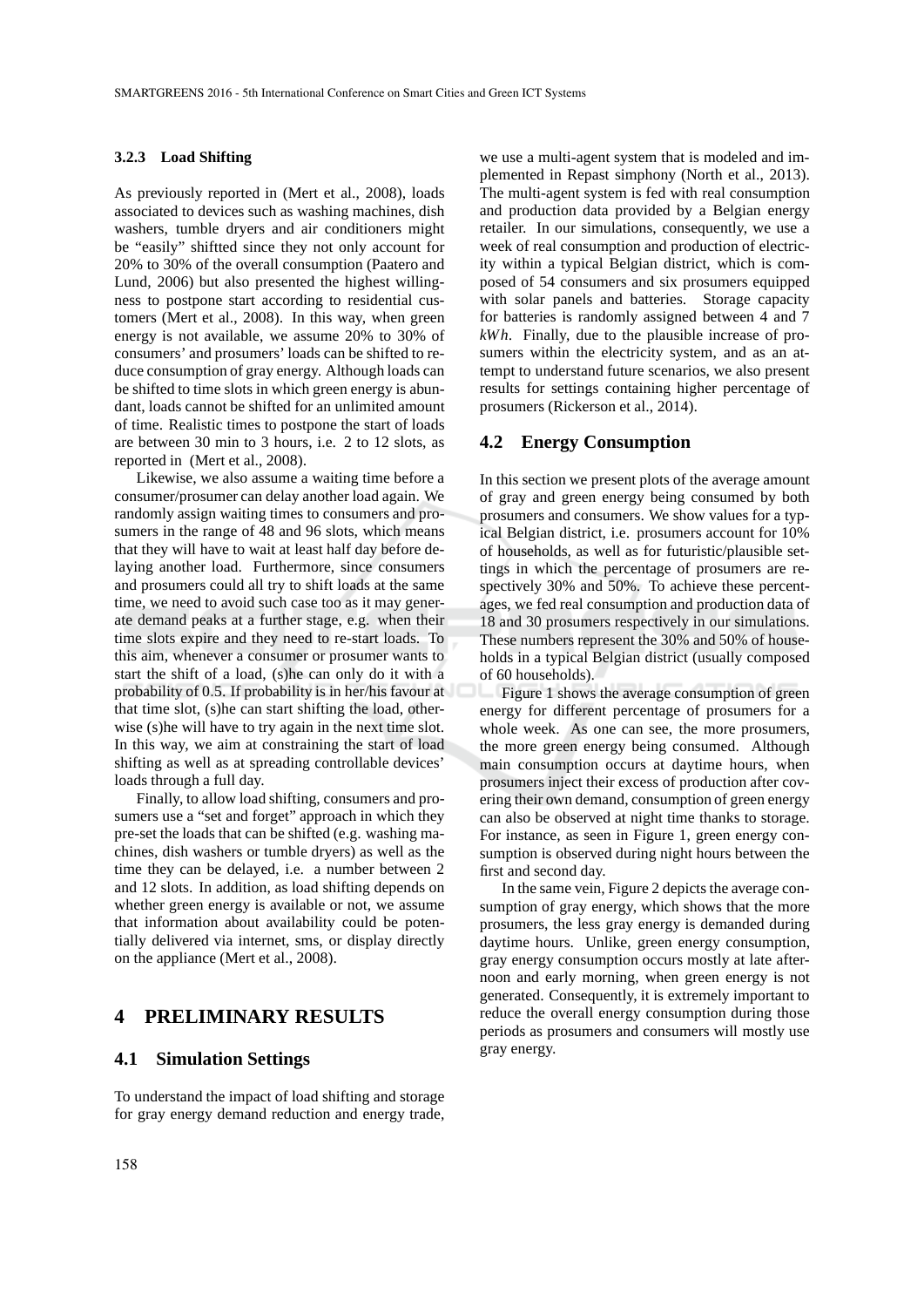### 3.2.3 Load Shifting

As previously reported in (Mert et al., 2008), loads associated to devices such as washing machines, dish washers, tumble dryers and air conditioners might be "easily" shiftted since they not only account for 20% to 30% of the overall consumption (Paatero and Lund, 2006) but also presented the highest willingness to postpone start according to residential customers (Mert et al., 2008). In this way, when green energy is not available, we assume 20% to 30% of consumers' and prosumers' loads can be shifted to reduce consumption of gray energy. Although loads can be shifted to time slots in which green energy is abundant, loads cannot be shifted for an unlimited amount of time. Realistic times to postpone the start of loads are between 30 min to 3 hours, i.e. 2 to 12 slots, as reported in (Mert et al., 2008).

Likewise, we also assume a waiting time before a consumer/prosumer can delay another load again. We randomly assign waiting times to consumers and prosumers in the range of 48 and 96 slots, which means that they will have to wait at least half day before delaying another load. Furthermore, since consumers and prosumers could all try to shift loads at the same time, we need to avoid such case too as it may generate demand peaks at a further stage, e.g. when their time slots expire and they need to re-start loads. To this aim, whenever a consumer or prosumer wants to start the shift of a load, (s)he can only do it with a probability of 0.5. If probability is in her/his favour at that time slot, (s)he can start shifting the load, otherwise (s)he will have to try again in the next time slot. In this way, we aim at constraining the start of load shifting as well as at spreading controllable devices' loads through a full day.

Finally, to allow load shifting, consumers and prosumers use a "set and forget" approach in which they pre-set the loads that can be shifted (e.g. washing machines, dish washers or tumble dryers) as well as the time they can be delayed, i.e. a number between 2 and 12 slots. In addition, as load shifting depends on whether green energy is available or not, we assume that information about availability could be potentially delivered via internet, sms, or display directly on the appliance (Mert et al., 2008).

# 4 PRELIMINARY RESULTS

## 4.1 Simulation Settings

To understand the impact of load shifting and storage for gray energy demand reduction and energy trade, we use a multi-agent system that is modeled and implemented in Repast simphony (North et al., 2013). The multi-agent system is fed with real consumption and production data provided by a Belgian energy retailer. In our simulations, consequently, we use a week of real consumption and production of electricity within a typical Belgian district, which is composed of 54 consumers and six prosumers equipped with solar panels and batteries. Storage capacity for batteries is randomly assigned between 4 and 7 $kWh$. Finally, due to the plausible increase of prosumers within the electricity system, and as an attempt to understand future scenarios, we also present results for settings containing higher percentage of prosumers (Rickerson et al., 2014).

## 4.2 Energy Consumption

In this section we present plots of the average amount of gray and green energy being consumed by both prosumers and consumers. We show values for a typical Belgian district, i.e. prosumers account for 10% of households, as well as for futuristic/plausible settings in which the percentage of prosumers are respectively 30% and 50%. To achieve these percentages, we fed real consumption and production data of 18 and 30 prosumers respectively in our simulations. These numbers represent the 30% and 50% of households in a typical Belgian district (usually composed of 60 households).

Figure 1 shows the average consumption of green energy for different percentage of prosumers for a whole week. As one can see, the more prosumers, the more green energy being consumed. Although main consumption occurs at daytime hours, when prosumers inject their excess of production after covering their own demand, consumption of green energy can also be observed at night time thanks to storage. For instance, as seen in Figure 1, green energy consumption is observed during night hours between the first and second day.

In the same vein, Figure 2 depicts the average consumption of gray energy, which shows that the more prosumers, the less gray energy is demanded during daytime hours. Unlike, green energy consumption, gray energy consumption occurs mostly at late afternoon and early morning, when green energy is not generated. Consequently, it is extremely important to reduce the overall energy consumption during those periods as prosumers and consumers will mostly use gray energy.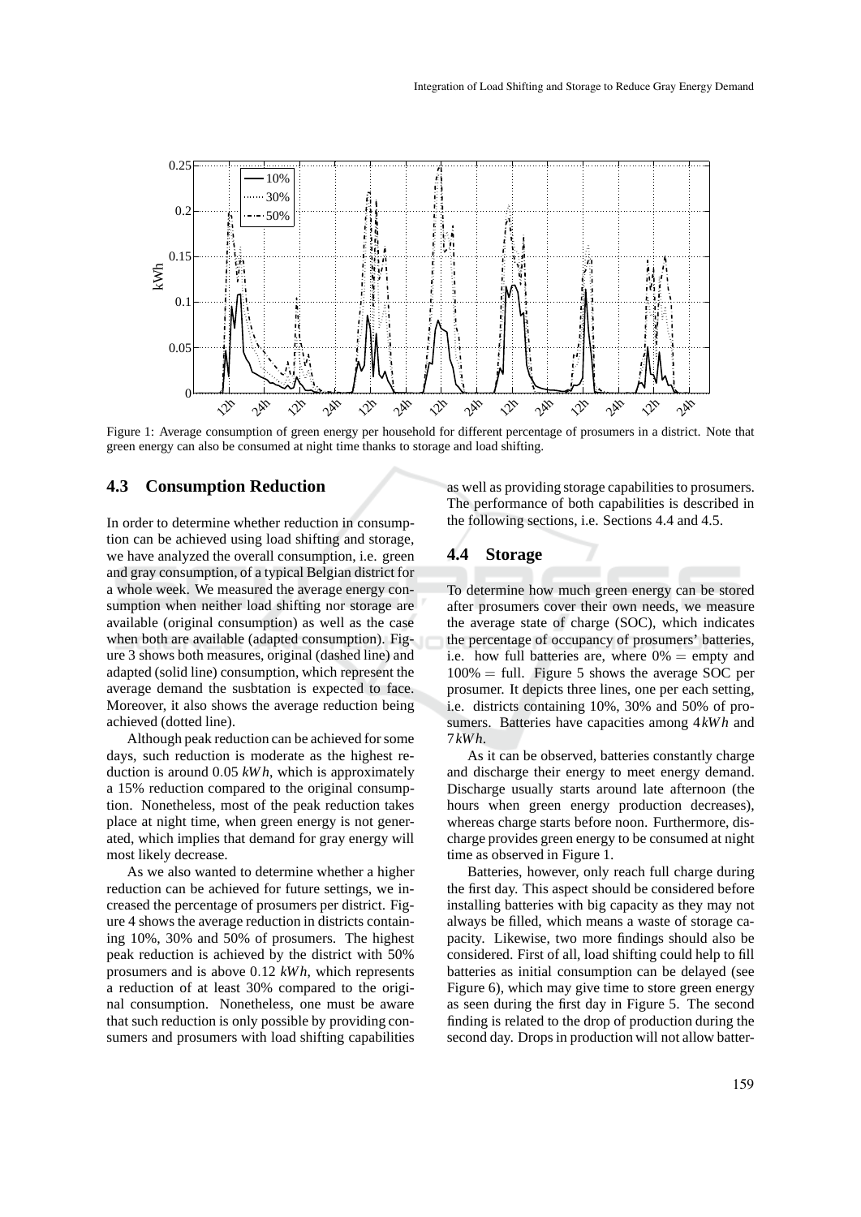Figure 1: Average consumption of green energy per household for different percentage of prosumers in a district. Note that green energy can also be consumed at night time thanks to storage and load shifting.

### 4.3 Consumption Reduction

In order to determine whether reduction in consumption can be achieved using load shifting and storage, we have analyzed the overall consumption, i.e. green and gray consumption, of a typical Belgian district for a whole week. We measured the average energy consumption when neither load shifting nor storage are available (original consumption) as well as the case when both are available (adapted consumption). Figure 3 shows both measures, original (dashed line) and adapted (solid line) consumption, which represent the average demand the susbtation is expected to face. Moreover, it also shows the average reduction being achieved (dotted line).

Although peak reduction can be achieved for some days, such reduction is moderate as the highest reduction is around 0.05 $kWh$, which is approximately a 15% reduction compared to the original consumption. Nonetheless, most of the peak reduction takes place at night time, when green energy is not generated, which implies that demand for gray energy will most likely decrease.

As we also wanted to determine whether a higher reduction can be achieved for future settings, we increased the percentage of prosumers per district. Figure 4 shows the average reduction in districts containing 10%, 30% and 50% of prosumers. The highest peak reduction is achieved by the district with 50% prosumers and is above 0.12 $kWh$, which represents a reduction of at least 30% compared to the original consumption. Nonetheless, one must be aware that such reduction is only possible by providing consumers and prosumers with load shifting capabilities as well as providing storage capabilities to prosumers. The performance of both capabilities is described in the following sections, i.e. Sections 4.4 and 4.5.

### 4.4 Storage

To determine how much green energy can be stored after prosumers cover their own needs, we measure the average state of charge (SOC), which indicates the percentage of occupancy of prosumers' batteries, i.e. how full batteries are, where 0% = empty and 100% = full. Figure 5 shows the average SOC per prosumer. It depicts three lines, one per each setting, i.e. districts containing 10%, 30% and 50% of prosumers. Batteries have capacities among 4 $kWh$ and 7 $kWh$.

As it can be observed, batteries constantly charge and discharge their energy to meet energy demand. Discharge usually starts around late afternoon (the hours when green energy production decreases), whereas charge starts before noon. Furthermore, discharge provides green energy to be consumed at night time as observed in Figure 1.

Batteries, however, only reach full charge during the first day. This aspect should be considered before installing batteries with big capacity as they may not always be filled, which means a waste of storage capacity. Likewise, two more findings should also be considered. First of all, load shifting could help to fill batteries as initial consumption can be delayed (see Figure 6), which may give time to store green energy as seen during the first day in Figure 5. The second finding is related to the drop of production during the second day. Drops in production will not allow batter-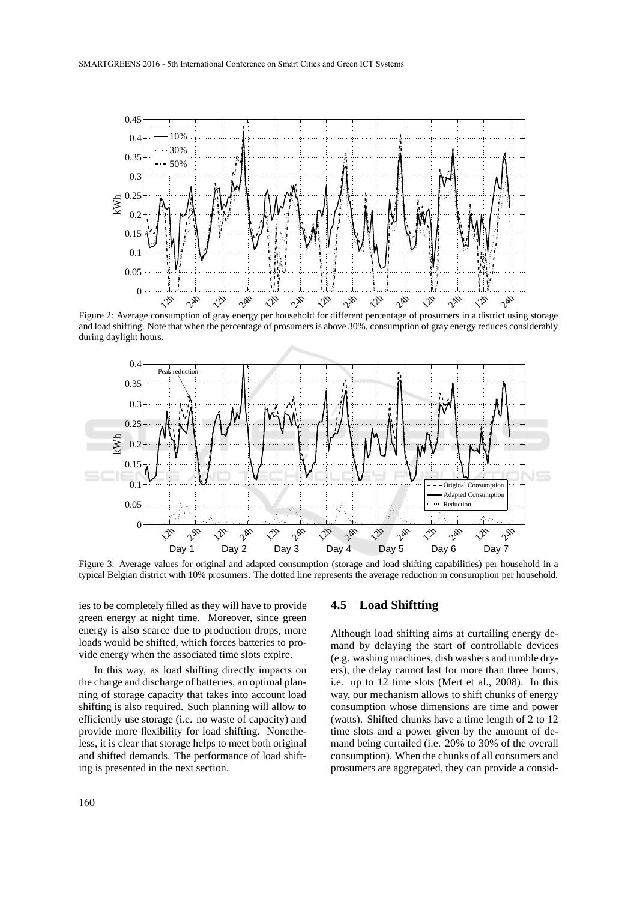Figure 2: Average consumption of gray energy per household for different percentage of prosumers in a district using storage and load shifting. Note that when the percentage of prosumers is above 30%, consumption of gray energy reduces considerably during daylight hours.

Figure 3: Average values for original and adapted consumption (storage and load shifting capabilities) per household in a typical Belgian district with 10% prosumers. The dotted line represents the average reduction in consumption per household.

ies to be completely filled as they will have to provide green energy at night time. Moreover, since green energy is also scarce due to production drops, more loads would be shifted, which forces batteries to provide energy when the associated time slots expire.

In this way, as load shifting directly impacts on the charge and discharge of batteries, an optimal planning of storage capacity that takes into account load shifting is also required. Such planning will allow to efficiently use storage (i.e. no waste of capacity) and provide more flexibility for load shifting. Nonetheless, it is clear that storage helps to meet both original and shifted demands. The performance of load shifting is presented in the next section.

## 4.5 Load Shiftting

Although load shifting aims at curtailing energy demand by delaying the start of controllable devices (e.g. washing machines, dish washers and tumble dryers), the delay cannot last for more than three hours, i.e. up to 12 time slots (Mert et al., 2008). In this way, our mechanism allows to shift chunks of energy consumption whose dimensions are time and power (watts). Shifted chunks have a time length of 2 to 12 time slots and a power given by the amount of demand being curtailed (i.e. 20% to 30% of the overall consumption). When the chunks of all consumers and prosumers are aggregated, they can provide a consid-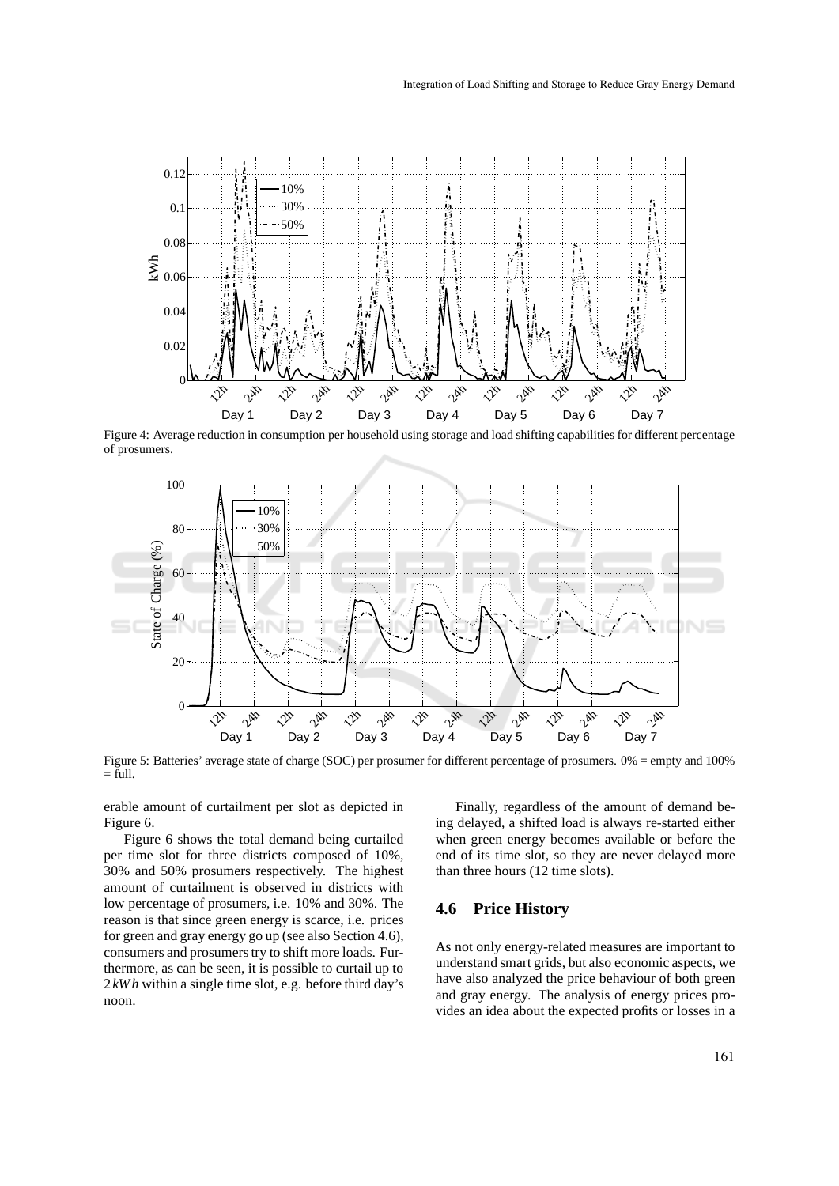Figure 4: Average reduction in consumption per household using storage and load shifting capabilities for different percentage of prosumers.

Figure 5: Batteries' average state of charge (SOC) per prosumer for different percentage of prosumers. 0% = empty and 100% = full.

erable amount of curtailment per slot as depicted in Figure 6.

Figure 6 shows the total demand being curtailed per time slot for three districts composed of 10%, 30% and 50% prosumers respectively. The highest amount of curtailment is observed in districts with low percentage of prosumers, i.e. 10% and 30%. The reason is that since green energy is scarce, i.e. prices for green and gray energy go up (see also Section 4.6), consumers and prosumers try to shift more loads. Furthermore, as can be seen, it is possible to curtail up to $2\,kWh$ within a single time slot, e.g. before third day's noon.

Finally, regardless of the amount of demand being delayed, a shifted load is always re-started either when green energy becomes available or before the end of its time slot, so they are never delayed more than three hours (12 time slots).

## 4.6 Price History

As not only energy-related measures are important to understand smart grids, but also economic aspects, we have also analyzed the price behaviour of both green and gray energy. The analysis of energy prices provides an idea about the expected profits or losses in a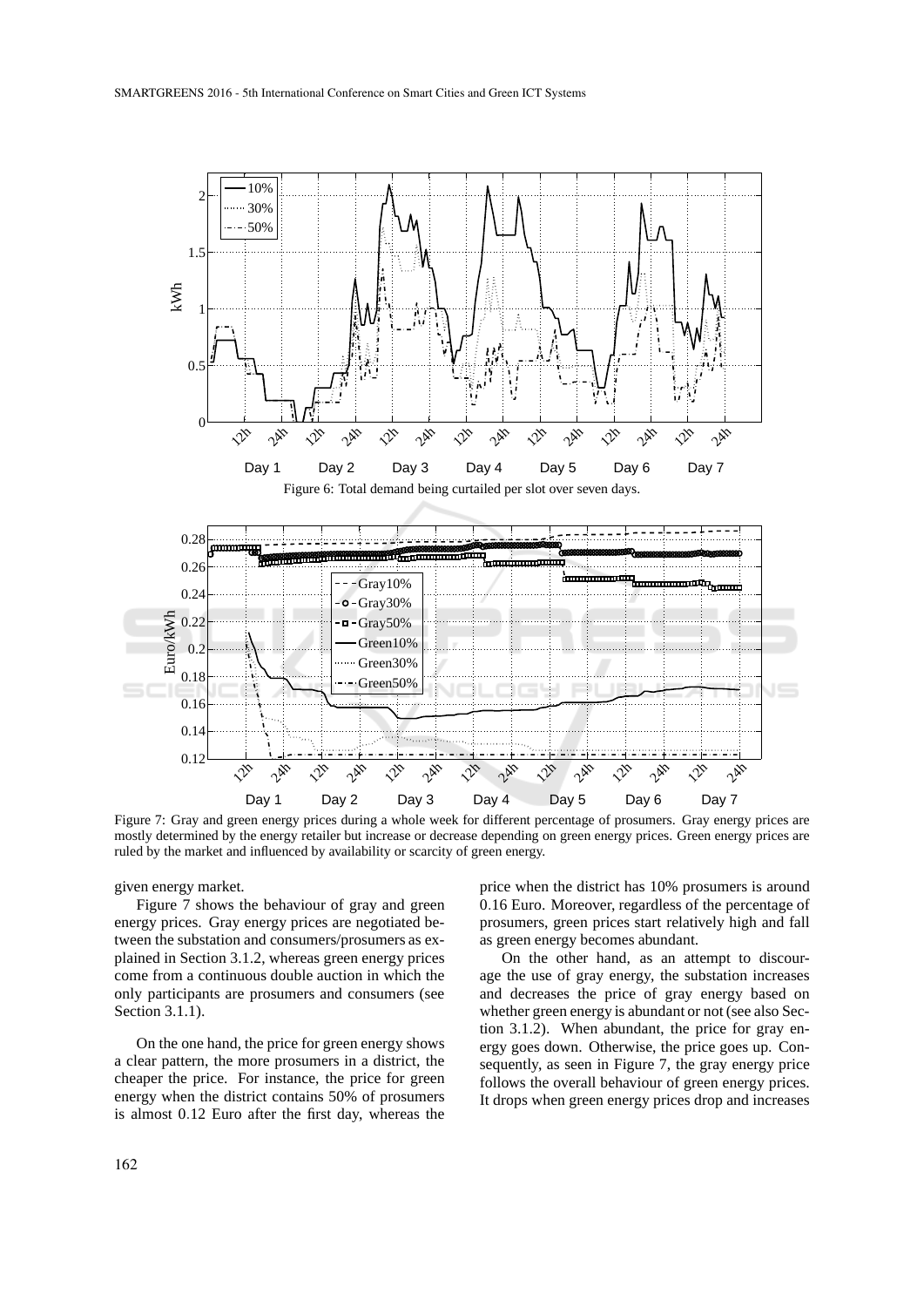Figure 6: Total demand being curtailed per slot over seven days.

Figure 7: Gray and green energy prices during a whole week for different percentage of prosumers. Gray energy prices are mostly determined by the energy retailer but increase or decrease depending on green energy prices. Green energy prices are ruled by the market and influenced by availability or scarcity of green energy.

given energy market.

Figure 7 shows the behaviour of gray and green energy prices. Gray energy prices are negotiated between the substation and consumers/prosumers as explained in Section 3.1.2, whereas green energy prices come from a continuous double auction in which the only participants are prosumers and consumers (see Section 3.1.1).

On the one hand, the price for green energy shows a clear pattern, the more prosumers in a district, the cheaper the price. For instance, the price for green energy when the district contains 50% of prosumers is almost 0.12 Euro after the first day, whereas the price when the district has 10% prosumers is around 0.16 Euro. Moreover, regardless of the percentage of prosumers, green prices start relatively high and fall as green energy becomes abundant.

On the other hand, as an attempt to discourage the use of gray energy, the substation increases and decreases the price of gray energy based on whether green energy is abundant or not (see also Section 3.1.2). When abundant, the price for gray energy goes down. Otherwise, the price goes up. Consequently, as seen in Figure 7, the gray energy price follows the overall behaviour of green energy prices. It drops when green energy prices drop and increases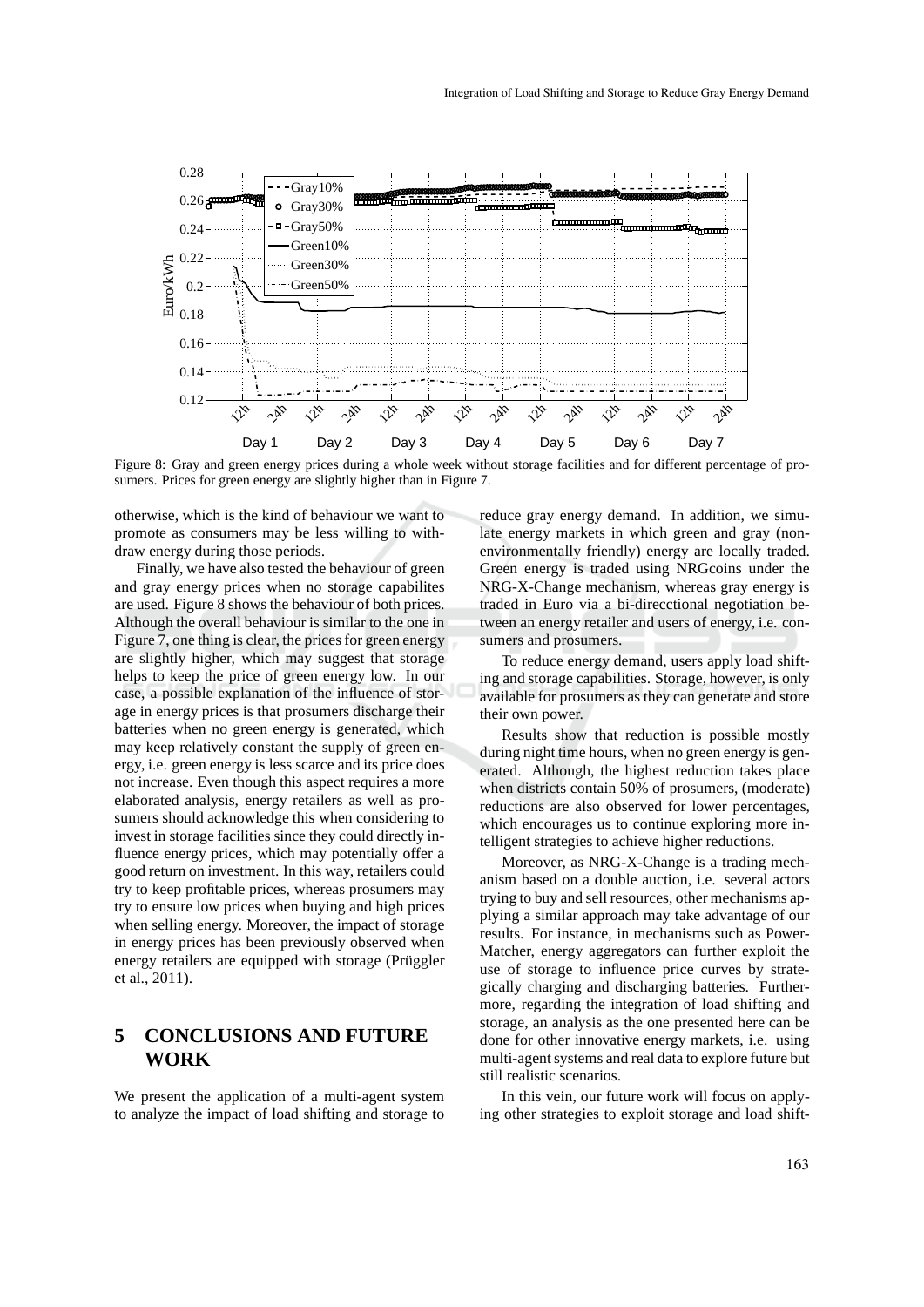Figure 8: Gray and green energy prices during a whole week without storage facilities and for different percentage of prosumers. Prices for green energy are slightly higher than in Figure 7.

otherwise, which is the kind of behaviour we want to promote as consumers may be less willing to withdraw energy during those periods.

Finally, we have also tested the behaviour of green and gray energy prices when no storage capabilites are used. Figure 8 shows the behaviour of both prices. Although the overall behaviour is similar to the one in Figure 7, one thing is clear, the prices for green energy are slightly higher, which may suggest that storage helps to keep the price of green energy low. In our case, a possible explanation of the influence of storage in energy prices is that prosumers discharge their batteries when no green energy is generated, which may keep relatively constant the supply of green energy, i.e. green energy is less scarce and its price does not increase. Even though this aspect requires a more elaborated analysis, energy retailers as well as prosumers should acknowledge this when considering to invest in storage facilities since they could directly influence energy prices, which may potentially offer a good return on investment. In this way, retailers could try to keep profitable prices, whereas prosumers may try to ensure low prices when buying and high prices when selling energy. Moreover, the impact of storage in energy prices has been previously observed when energy retailers are equipped with storage (Prüggler et al., 2011).

# 5 CONCLUSIONS AND FUTURE WORK

We present the application of a multi-agent system to analyze the impact of load shifting and storage to reduce gray energy demand. In addition, we simulate energy markets in which green and gray (non-environmentally friendly) energy are locally traded. Green energy is traded using NRGcoins under the NRG-X-Change mechanism, whereas gray energy is traded in Euro via a bi-direcctional negotiation between an energy retailer and users of energy, i.e. consumers and prosumers.

To reduce energy demand, users apply load shifting and storage capabilities. Storage, however, is only available for prosumers as they can generate and store their own power.

Results show that reduction is possible mostly during night time hours, when no green energy is generated. Although, the highest reduction takes place when districts contain 50% of prosumers, (moderate) reductions are also observed for lower percentages, which encourages us to continue exploring more intelligent strategies to achieve higher reductions.

Moreover, as NRG-X-Change is a trading mechanism based on a double auction, i.e. several actors trying to buy and sell resources, other mechanisms applying a similar approach may take advantage of our results. For instance, in mechanisms such as PowerMatcher, energy aggregators can further exploit the use of storage to influence price curves by strategically charging and discharging batteries. Furthermore, regarding the integration of load shifting and storage, an analysis as the one presented here can be done for other innovative energy markets, i.e. using multi-agent systems and real data to explore future but still realistic scenarios.

In this vein, our future work will focus on applying other strategies to exploit storage and load shift-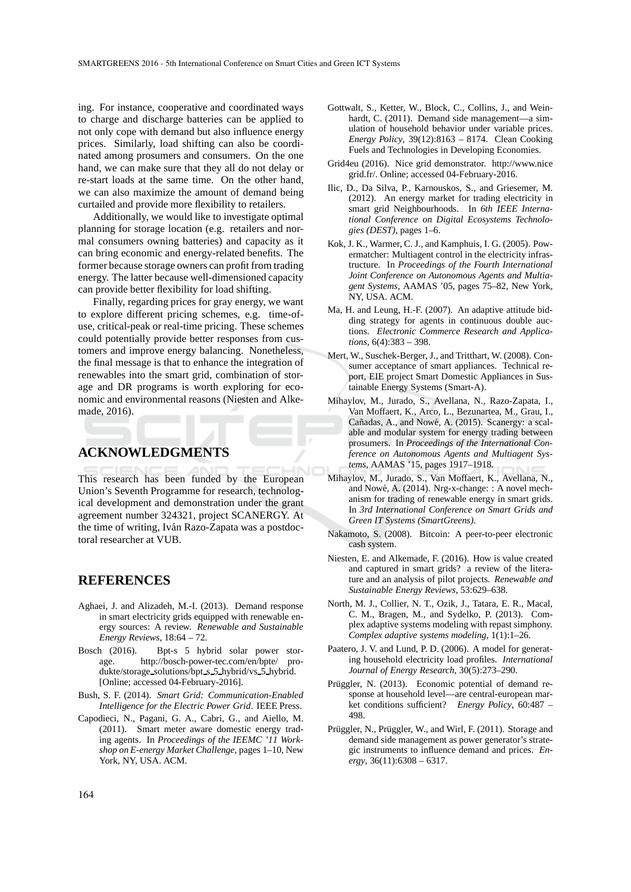ing. For instance, cooperative and coordinated ways to charge and discharge batteries can be applied to not only cope with demand but also influence energy prices. Similarly, load shifting can also be coordinated among prosumers and consumers. On the one hand, we can make sure that they all do not delay or re-start loads at the same time. On the other hand, we can also maximize the amount of demand being curtailed and provide more flexibility to retailers.

Additionally, we would like to investigate optimal planning for storage location (e.g. retailers and normal consumers owning batteries) and capacity as it can bring economic and energy-related benefits. The former because storage owners can profit from trading energy. The latter because well-dimensioned capacity can provide better flexibility for load shifting.

Finally, regarding prices for gray energy, we want to explore different pricing schemes, e.g. time-of-use, critical-peak or real-time pricing. These schemes could potentially provide better responses from customers and improve energy balancing. Nonetheless, the final message is that to enhance the integration of renewables into the smart grid, combination of storage and DR programs is worth exploring for economic and environmental reasons (Niesten and Alkemade, 2016).

## ACKNOWLEDGMENTS

This research has been funded by the European Union's Seventh Programme for research, technological development and demonstration under the grant agreement number 324321, project SCANERGY. At the time of writing, Iván Razo-Zapata was a postdoctoral researcher at VUB.

## REFERENCES

Aghaei, J. and Alizadeh, M.-I. (2013). Demand response in smart electricity grids equipped with renewable energy sources: A review. *Renewable and Sustainable Energy Reviews*, 18:64 – 72.

Bosch (2016). Bpt-s 5 hybrid solar power storage. http://bosch-power-tec.com/en/bpte/produkte/storage_solutions/bpt_s_5_hybrid/vs_5_hybrid. [Online; accessed 04-February-2016].

Bush, S. F. (2014). *Smart Grid: Communication-Enabled Intelligence for the Electric Power Grid*. IEEE Press.

Capodieci, N., Pagani, G. A., Cabri, G., and Aiello, M. (2011). Smart meter aware domestic energy trading agents. In *Proceedings of the IEEMC '11 Workshop on E-energy Market Challenge*, pages 1–10, New York, NY, USA. ACM.

Gottwalt, S., Ketter, W., Block, C., Collins, J., and Weinhardt, C. (2011). Demand side management—a simulation of household behavior under variable prices. *Energy Policy*, 39(12):8163 – 8174. Clean Cooking Fuels and Technologies in Developing Economies.

Grid4eu (2016). Nice grid demonstrator. http://www.nicegrid.fr/. Online; accessed 04-February-2016.

Ilic, D., Da Silva, P., Karnouskos, S., and Griesemer, M. (2012). An energy market for trading electricity in smart grid Neighbourhoods. In *6th IEEE International Conference on Digital Ecosystems Technologies (DEST)*, pages 1–6.

Kok, J. K., Warmer, C. J., and Kamphuis, I. G. (2005). Powermatcher: Multiagent control in the electricity infrastructure. In *Proceedings of the Fourth International Joint Conference on Autonomous Agents and Multiagent Systems*, AAMAS '05, pages 75–82, New York, NY, USA. ACM.

Ma, H. and Leung, H.-F. (2007). An adaptive attitude bidding strategy for agents in continuous double auctions. *Electronic Commerce Research and Applications*, 6(4):383 – 398.

Mert, W., Suschek-Berger, J., and Tritthart, W. (2008). Consumer acceptance of smart appliances. Technical report, EIE project Smart Domestic Appliances in Sustainable Energy Systems (Smart-A).

Mihaylov, M., Jurado, S., Avellana, N., Razo-Zapata, I., Van Moffaert, K., Arco, L., Bezunartea, M., Grau, I., Cañadas, A., and Nowé, A. (2015). Scanergy: a scalable and modular system for energy trading between prosumers. In *Proceedings of the International Conference on Autonomous Agents and Multiagent Systems*, AAMAS '15, pages 1917–1918.

Mihaylov, M., Jurado, S., Van Moffaert, K., Avellana, N., and Nowé, A. (2014). Nrg-x-change: : A novel mechanism for trading of renewable energy in smart grids. In *3rd International Conference on Smart Grids and Green IT Systems (SmartGreens)*.

Nakamoto, S. (2008). Bitcoin: A peer-to-peer electronic cash system.

Niesten, E. and Alkemade, F. (2016). How is value created and captured in smart grids? a review of the literature and an analysis of pilot projects. *Renewable and Sustainable Energy Reviews*, 53:629–638.

North, M. J., Collier, N. T., Ozik, J., Tatara, E. R., Macal, C. M., Bragen, M., and Sydelko, P. (2013). Complex adaptive systems modeling with repast simphony. *Complex adaptive systems modeling*, 1(1):1–26.

Paatero, J. V. and Lund, P. D. (2006). A model for generating household electricity load profiles. *International Journal of Energy Research*, 30(5):273–290.

Prüggler, N. (2013). Economic potential of demand response at household level—are central-european market conditions sufficient? *Energy Policy*, 60:487 – 498.

Prüggler, N., Prüggler, W., and Wirl, F. (2011). Storage and demand side management as power generator's strategic instruments to influence demand and prices. *Energy*, 36(11):6308 – 6317.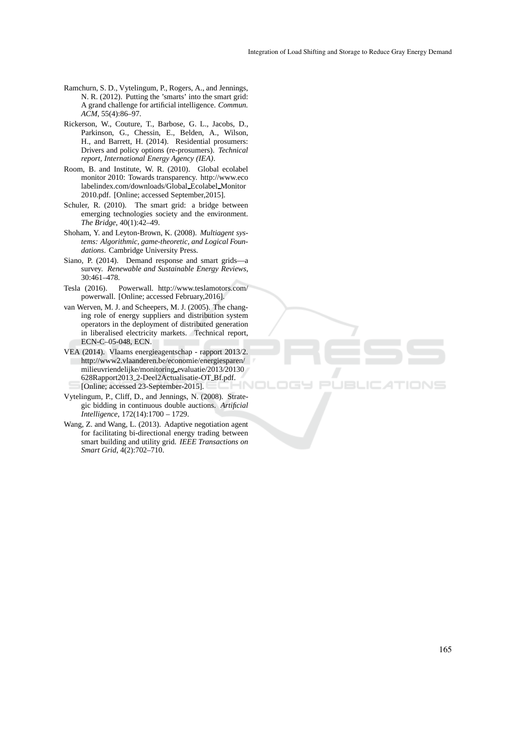Ramchurn, S. D., Vytelingum, P., Rogers, A., and Jennings, N. R. (2012). Putting the 'smarts' into the smart grid: A grand challenge for artificial intelligence. *Commun. ACM*, 55(4):86–97.

Rickerson, W., Couture, T., Barbose, G. L., Jacobs, D., Parkinson, G., Chessin, E., Belden, A., Wilson, H., and Barrett, H. (2014). Residential prosumers: Drivers and policy options (re-prosumers). *Technical report, International Energy Agency (IEA)*.

Room, B. and Institute, W. R. (2010). Global ecolabel monitor 2010: Towards transparency. http://www.ecolabelindex.com/downloads/Global_Ecolabel_Monitor2010.pdf. [Online; accessed September,2015].

Schuler, R. (2010). The smart grid: a bridge between emerging technologies society and the environment. *The Bridge*, 40(1):42–49.

Shoham, Y. and Leyton-Brown, K. (2008). *Multiagent systems: Algorithmic, game-theoretic, and Logical Foundations*. Cambridge University Press.

Siano, P. (2014). Demand response and smart grids—a survey. *Renewable and Sustainable Energy Reviews*, 30:461–478.

Tesla (2016). Powerwall. http://www.teslamotors.com/powerwall. [Online; accessed February,2016].

van Werven, M. J. and Scheepers, M. J. (2005). The changing role of energy suppliers and distribution system operators in the deployment of distributed generation in liberalised electricity markets. Technical report, ECN-C–05-048, ECN.

VEA (2014). Vlaams energieagentschap - rapport 2013/2. http://www2.vlaanderen.be/economie/energiesparen/milieuvriendelijke/monitoring_evaluatie/2013/20130628Rapport2013_2-Deel2Actualisatie-OT_Bf.pdf. [Online; accessed 23-September-2015].

Vytelingum, P., Cliff, D., and Jennings, N. (2008). Strategic bidding in continuous double auctions. *Artificial Intelligence*, 172(14):1700 – 1729.

Wang, Z. and Wang, L. (2013). Adaptive negotiation agent for facilitating bi-directional energy trading between smart building and utility grid. *IEEE Transactions on Smart Grid*, 4(2):702–710.